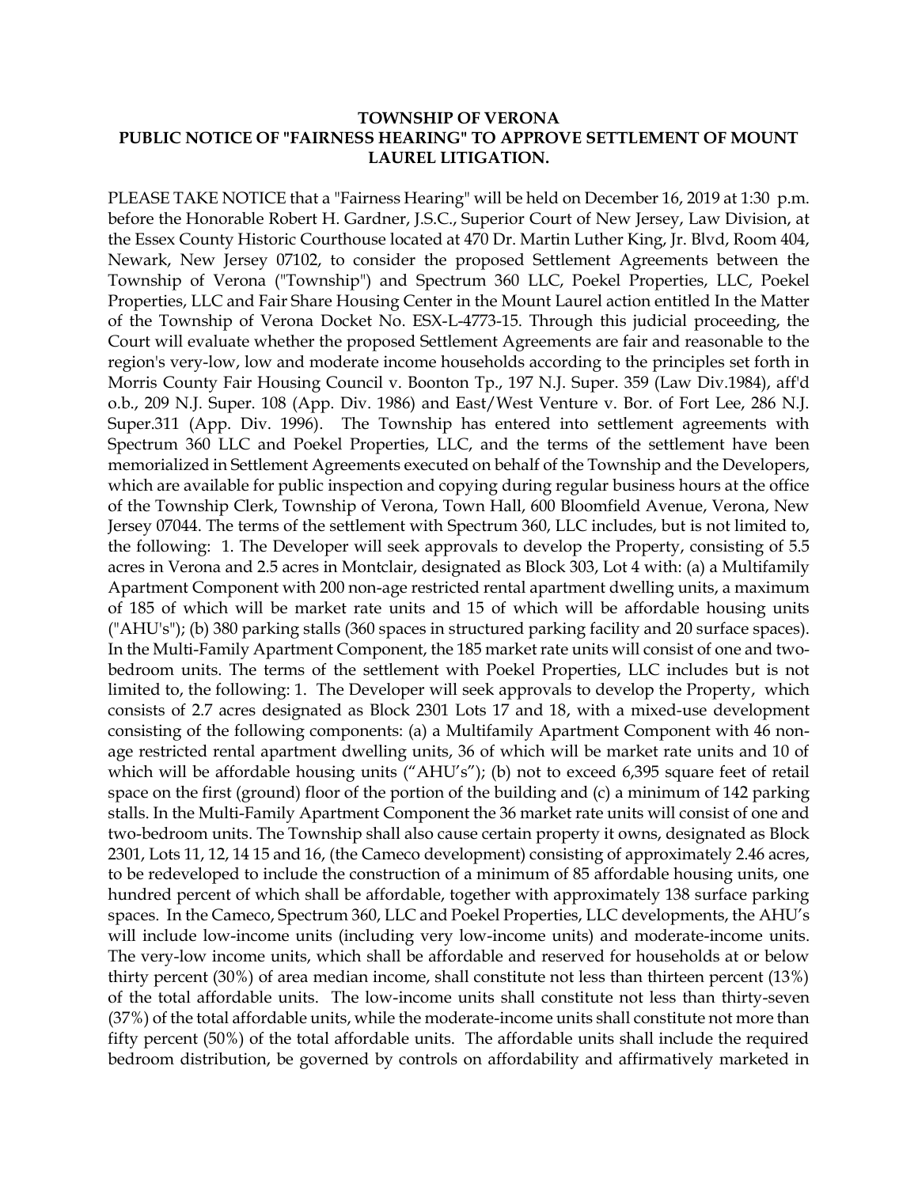**TOWNSHIP OF VERONA**
**PUBLIC NOTICE OF "FAIRNESS HEARING" TO APPROVE SETTLEMENT OF MOUNT LAUREL LITIGATION.**

PLEASE TAKE NOTICE that a "Fairness Hearing" will be held on December 16, 2019 at 1:30 p.m. before the Honorable Robert H. Gardner, J.S.C., Superior Court of New Jersey, Law Division, at the Essex County Historic Courthouse located at 470 Dr. Martin Luther King, Jr. Blvd, Room 404, Newark, New Jersey 07102, to consider the proposed Settlement Agreements between the Township of Verona ("Township") and Spectrum 360 LLC, Poekel Properties, LLC, Poekel Properties, LLC and Fair Share Housing Center in the Mount Laurel action entitled In the Matter of the Township of Verona Docket No. ESX-L-4773-15. Through this judicial proceeding, the Court will evaluate whether the proposed Settlement Agreements are fair and reasonable to the region's very-low, low and moderate income households according to the principles set forth in Morris County Fair Housing Council v. Boonton Tp., 197 N.J. Super. 359 (Law Div.1984), aff'd o.b., 209 N.J. Super. 108 (App. Div. 1986) and East/West Venture v. Bor. of Fort Lee, 286 N.J. Super.311 (App. Div. 1996). The Township has entered into settlement agreements with Spectrum 360 LLC and Poekel Properties, LLC, and the terms of the settlement have been memorialized in Settlement Agreements executed on behalf of the Township and the Developers, which are available for public inspection and copying during regular business hours at the office of the Township Clerk, Township of Verona, Town Hall, 600 Bloomfield Avenue, Verona, New Jersey 07044. The terms of the settlement with Spectrum 360, LLC includes, but is not limited to, the following: 1. The Developer will seek approvals to develop the Property, consisting of 5.5 acres in Verona and 2.5 acres in Montclair, designated as Block 303, Lot 4 with: (a) a Multifamily Apartment Component with 200 non-age restricted rental apartment dwelling units, a maximum of 185 of which will be market rate units and 15 of which will be affordable housing units ("AHU's"); (b) 380 parking stalls (360 spaces in structured parking facility and 20 surface spaces). In the Multi-Family Apartment Component, the 185 market rate units will consist of one and two-bedroom units. The terms of the settlement with Poekel Properties, LLC includes but is not limited to, the following: 1. The Developer will seek approvals to develop the Property, which consists of 2.7 acres designated as Block 2301 Lots 17 and 18, with a mixed-use development consisting of the following components: (a) a Multifamily Apartment Component with 46 non-age restricted rental apartment dwelling units, 36 of which will be market rate units and 10 of which will be affordable housing units ("AHU's"); (b) not to exceed 6,395 square feet of retail space on the first (ground) floor of the portion of the building and (c) a minimum of 142 parking stalls. In the Multi-Family Apartment Component the 36 market rate units will consist of one and two-bedroom units. The Township shall also cause certain property it owns, designated as Block 2301, Lots 11, 12, 14 15 and 16, (the Cameco development) consisting of approximately 2.46 acres, to be redeveloped to include the construction of a minimum of 85 affordable housing units, one hundred percent of which shall be affordable, together with approximately 138 surface parking spaces. In the Cameco, Spectrum 360, LLC and Poekel Properties, LLC developments, the AHU's will include low-income units (including very low-income units) and moderate-income units. The very-low income units, which shall be affordable and reserved for households at or below thirty percent (30%) of area median income, shall constitute not less than thirteen percent (13%) of the total affordable units. The low-income units shall constitute not less than thirty-seven (37%) of the total affordable units, while the moderate-income units shall constitute not more than fifty percent (50%) of the total affordable units. The affordable units shall include the required bedroom distribution, be governed by controls on affordability and affirmatively marketed in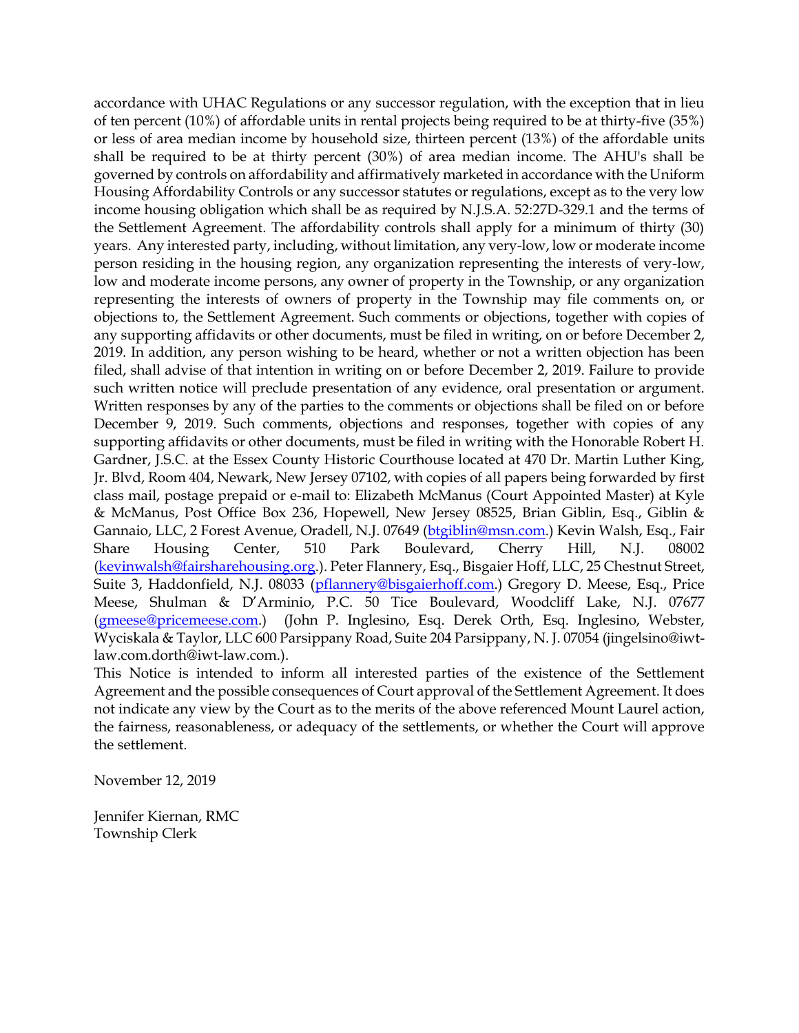accordance with UHAC Regulations or any successor regulation, with the exception that in lieu of ten percent (10%) of affordable units in rental projects being required to be at thirty-five (35%) or less of area median income by household size, thirteen percent (13%) of the affordable units shall be required to be at thirty percent (30%) of area median income. The AHU's shall be governed by controls on affordability and affirmatively marketed in accordance with the Uniform Housing Affordability Controls or any successor statutes or regulations, except as to the very low income housing obligation which shall be as required by N.J.S.A. 52:27D-329.1 and the terms of the Settlement Agreement. The affordability controls shall apply for a minimum of thirty (30) years. Any interested party, including, without limitation, any very-low, low or moderate income person residing in the housing region, any organization representing the interests of very-low, low and moderate income persons, any owner of property in the Township, or any organization representing the interests of owners of property in the Township may file comments on, or objections to, the Settlement Agreement. Such comments or objections, together with copies of any supporting affidavits or other documents, must be filed in writing, on or before December 2, 2019. In addition, any person wishing to be heard, whether or not a written objection has been filed, shall advise of that intention in writing on or before December 2, 2019. Failure to provide such written notice will preclude presentation of any evidence, oral presentation or argument. Written responses by any of the parties to the comments or objections shall be filed on or before December 9, 2019. Such comments, objections and responses, together with copies of any supporting affidavits or other documents, must be filed in writing with the Honorable Robert H. Gardner, J.S.C. at the Essex County Historic Courthouse located at 470 Dr. Martin Luther King, Jr. Blvd, Room 404, Newark, New Jersey 07102, with copies of all papers being forwarded by first class mail, postage prepaid or e-mail to: Elizabeth McManus (Court Appointed Master) at Kyle & McManus, Post Office Box 236, Hopewell, New Jersey 08525, Brian Giblin, Esq., Giblin & Gannaio, LLC, 2 Forest Avenue, Oradell, N.J. 07649 (btgiblin@msn.com.) Kevin Walsh, Esq., Fair Share Housing Center, 510 Park Boulevard, Cherry Hill, N.J. 08002 (kevinwalsh@fairsharehousing.org.). Peter Flannery, Esq., Bisgaier Hoff, LLC, 25 Chestnut Street, Suite 3, Haddonfield, N.J. 08033 (pflannery@bisgaierhoff.com.) Gregory D. Meese, Esq., Price Meese, Shulman & D'Arminio, P.C. 50 Tice Boulevard, Woodcliff Lake, N.J. 07677 (gmeese@pricemeese.com.) (John P. Inglesino, Esq. Derek Orth, Esq. Inglesino, Webster, Wyciskala & Taylor, LLC 600 Parsippany Road, Suite 204 Parsippany, N. J. 07054 (jingelsino@iwt-law.com.dorth@iwt-law.com.).

This Notice is intended to inform all interested parties of the existence of the Settlement Agreement and the possible consequences of Court approval of the Settlement Agreement. It does not indicate any view by the Court as to the merits of the above referenced Mount Laurel action, the fairness, reasonableness, or adequacy of the settlements, or whether the Court will approve the settlement.

November 12, 2019

Jennifer Kiernan, RMC
Township Clerk